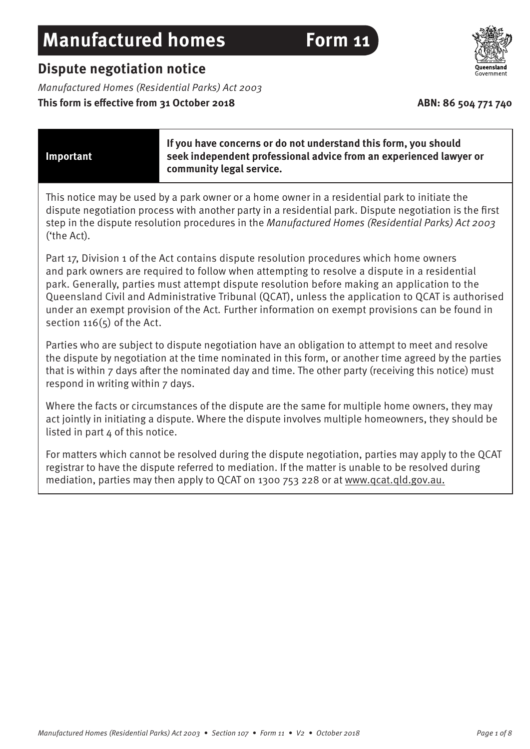# Manufactured homes Form 11

## Dispute negotiation notice

*Manufactured Homes (Residential Parks) Act 2003*

**This form is effective from 31 October 2018**

**ABN: 86 504 771 740**

| **Important** | **If you have concerns or do not understand this form, you should seek independent professional advice from an experienced lawyer or community legal service.** |
|---|---|

This notice may be used by a park owner or a home owner in a residential park to initiate the dispute negotiation process with another party in a residential park. Dispute negotiation is the first step in the dispute resolution procedures in the *Manufactured Homes (Residential Parks) Act 2003* ('the Act).

Part 17, Division 1 of the Act contains dispute resolution procedures which home owners and park owners are required to follow when attempting to resolve a dispute in a residential park. Generally, parties must attempt dispute resolution before making an application to the Queensland Civil and Administrative Tribunal (QCAT), unless the application to QCAT is authorised under an exempt provision of the Act. Further information on exempt provisions can be found in section 116(5) of the Act.

Parties who are subject to dispute negotiation have an obligation to attempt to meet and resolve the dispute by negotiation at the time nominated in this form, or another time agreed by the parties that is within 7 days after the nominated day and time. The other party (receiving this notice) must respond in writing within 7 days.

Where the facts or circumstances of the dispute are the same for multiple home owners, they may act jointly in initiating a dispute. Where the dispute involves multiple homeowners, they should be listed in part 4 of this notice.

For matters which cannot be resolved during the dispute negotiation, parties may apply to the QCAT registrar to have the dispute referred to mediation. If the matter is unable to be resolved during mediation, parties may then apply to QCAT on 1300 753 228 or at www.qcat.qld.gov.au.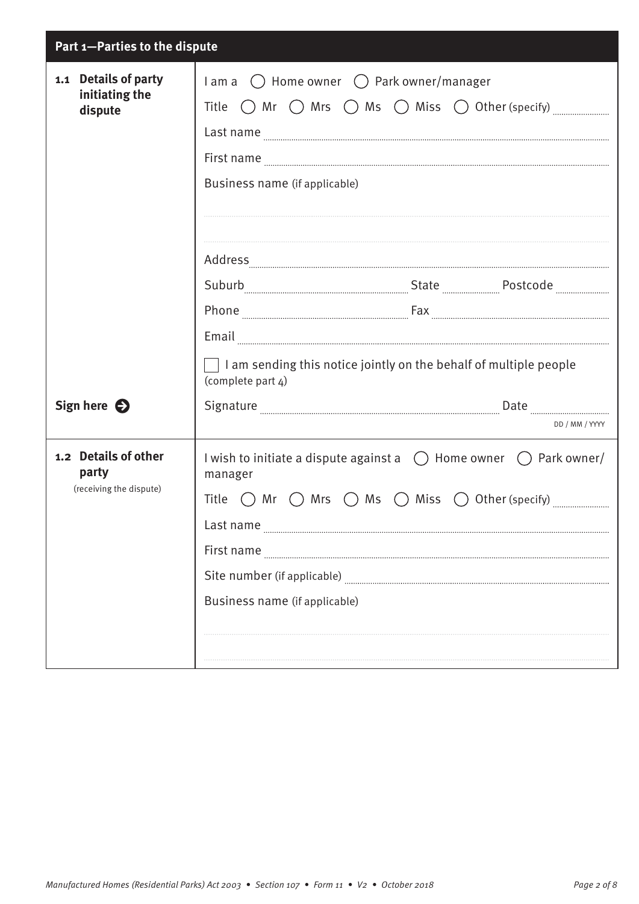## Part 1—Parties to the dispute

### 1.1 Details of party initiating the dispute

I am a ◯ Home owner ◯ Park owner/manager

Title ◯ Mr ◯ Mrs ◯ Ms ◯ Miss ◯ Other (specify) ..........

Last name ..........

First name ..........

Business name (if applicable)

..........

..........

Address ..........

Suburb .......... State .......... Postcode ..........

Phone .......... Fax ..........

Email ..........

☐ I am sending this notice jointly on the behalf of multiple people (complete part 4)

**Sign here ➔**

Signature .......... Date ..........
DD / MM / YYYY

### 1.2 Details of other party

(receiving the dispute)

I wish to initiate a dispute against a ◯ Home owner ◯ Park owner/manager

Title ◯ Mr ◯ Mrs ◯ Ms ◯ Miss ◯ Other (specify) ..........

Last name ..........

First name ..........

Site number (if applicable) ..........

Business name (if applicable)

..........

..........

*Manufactured Homes (Residential Parks) Act 2003 • Section 107 • Form 11 • V2 • October 2018*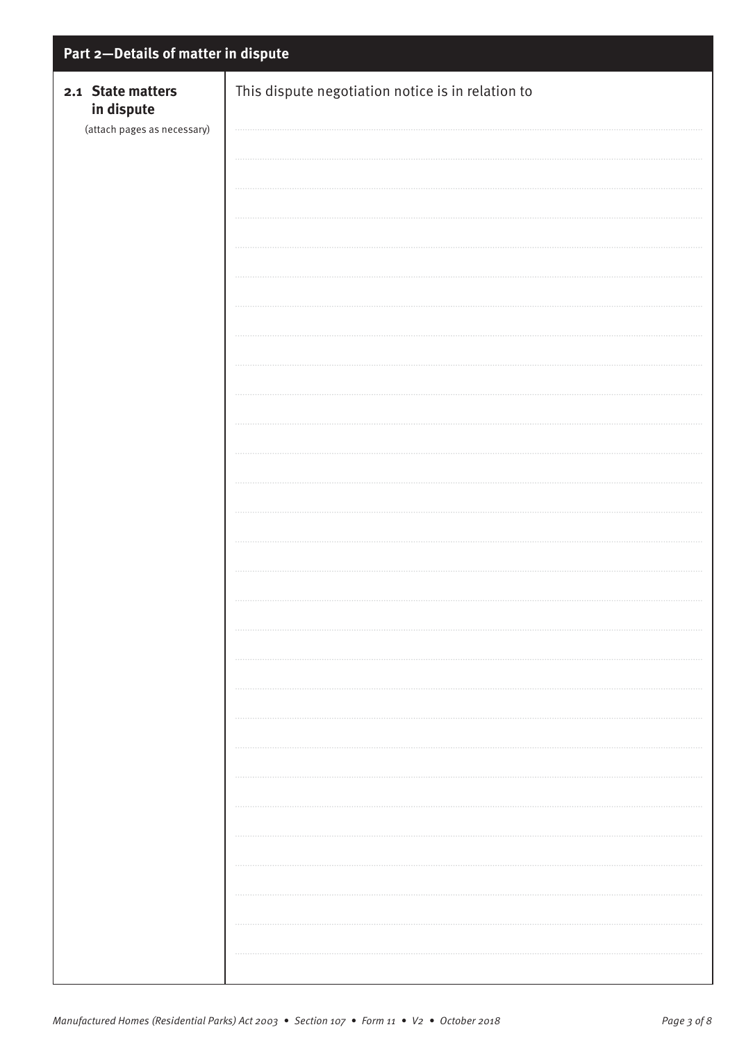## Part 2—Details of matter in dispute

| | |
|---|---|
| **2.1 State matters in dispute** (attach pages as necessary) | This dispute negotiation notice is in relation to |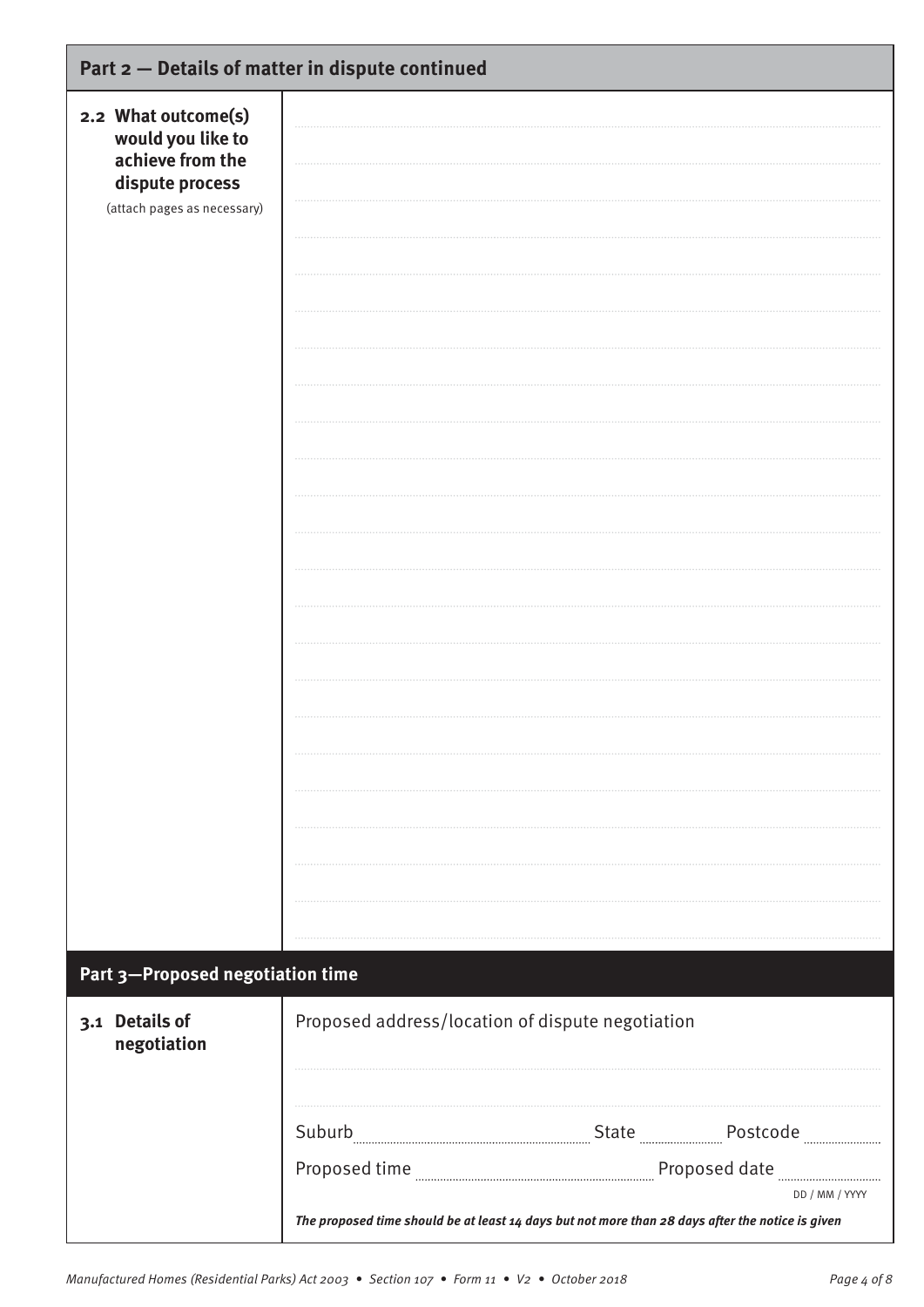## Part 2 — Details of matter in dispute continued

**2.2 What outcome(s) would you like to achieve from the dispute process**

(attach pages as necessary)

..............................................................................................................................

..............................................................................................................................

..............................................................................................................................

..............................................................................................................................

..............................................................................................................................

..............................................................................................................................

..............................................................................................................................

..............................................................................................................................

..............................................................................................................................

..............................................................................................................................

..............................................................................................................................

..............................................................................................................................

..............................................................................................................................

..............................................................................................................................

..............................................................................................................................

..............................................................................................................................

..............................................................................................................................

..............................................................................................................................

..............................................................................................................................

..............................................................................................................................

..............................................................................................................................

..............................................................................................................................

..............................................................................................................................

## Part 3—Proposed negotiation time

**3.1 Details of negotiation**

Proposed address/location of dispute negotiation

..............................................................................................................................

..............................................................................................................................

Suburb .............................................. State .................... Postcode ....................

Proposed time .............................................. Proposed date ....................

DD / MM / YYYY

***The proposed time should be at least 14 days but not more than 28 days after the notice is given***

*Manufactured Homes (Residential Parks) Act 2003 • Section 107 • Form 11 • V2 • October 2018*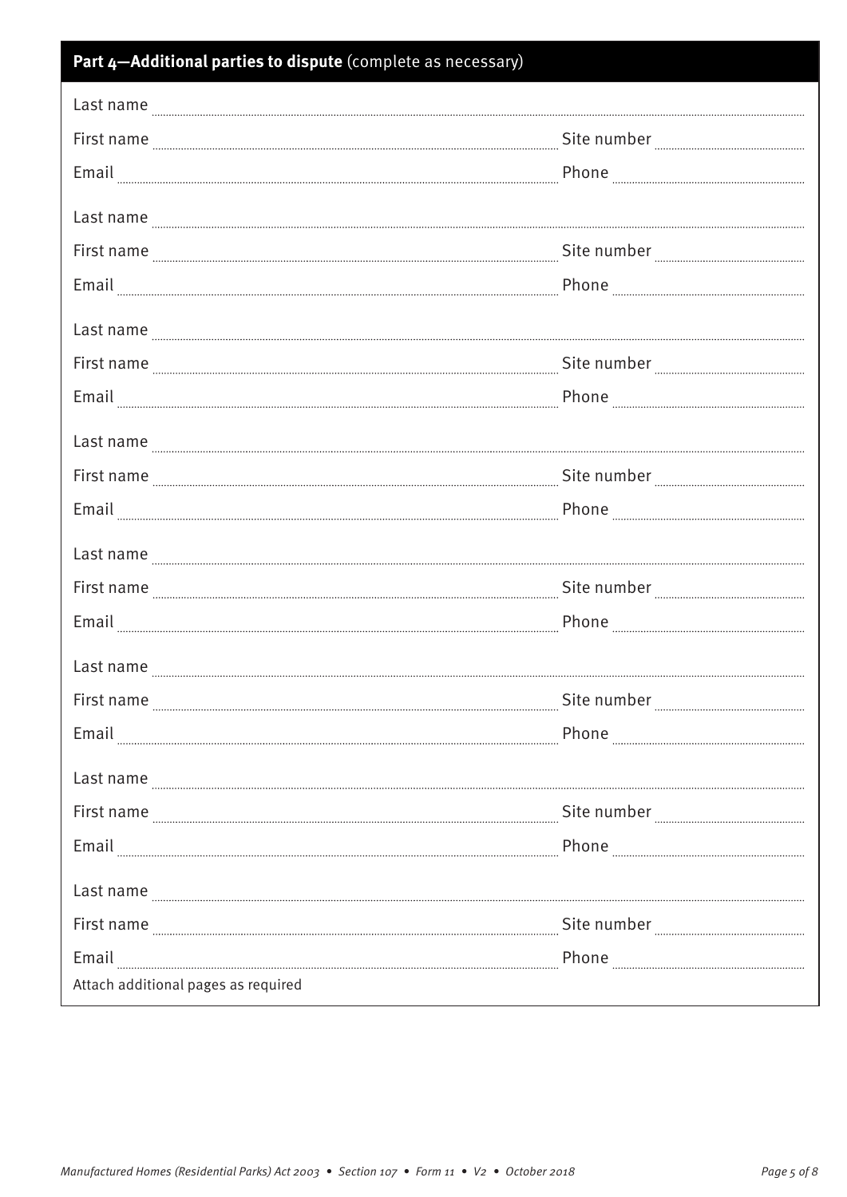## Part 4—Additional parties to dispute (complete as necessary)

Last name ...................................................

First name ................................... Site number ...................

Email ................................... Phone ...................

Last name ...................................................

First name ................................... Site number ...................

Email ................................... Phone ...................

Last name ...................................................

First name ................................... Site number ...................

Email ................................... Phone ...................

Last name ...................................................

First name ................................... Site number ...................

Email ................................... Phone ...................

Last name ...................................................

First name ................................... Site number ...................

Email ................................... Phone ...................

Last name ...................................................

First name ................................... Site number ...................

Email ................................... Phone ...................

Last name ...................................................

First name ................................... Site number ...................

Email ................................... Phone ...................

Last name ...................................................

First name ................................... Site number ...................

Email ................................... Phone ...................

Attach additional pages as required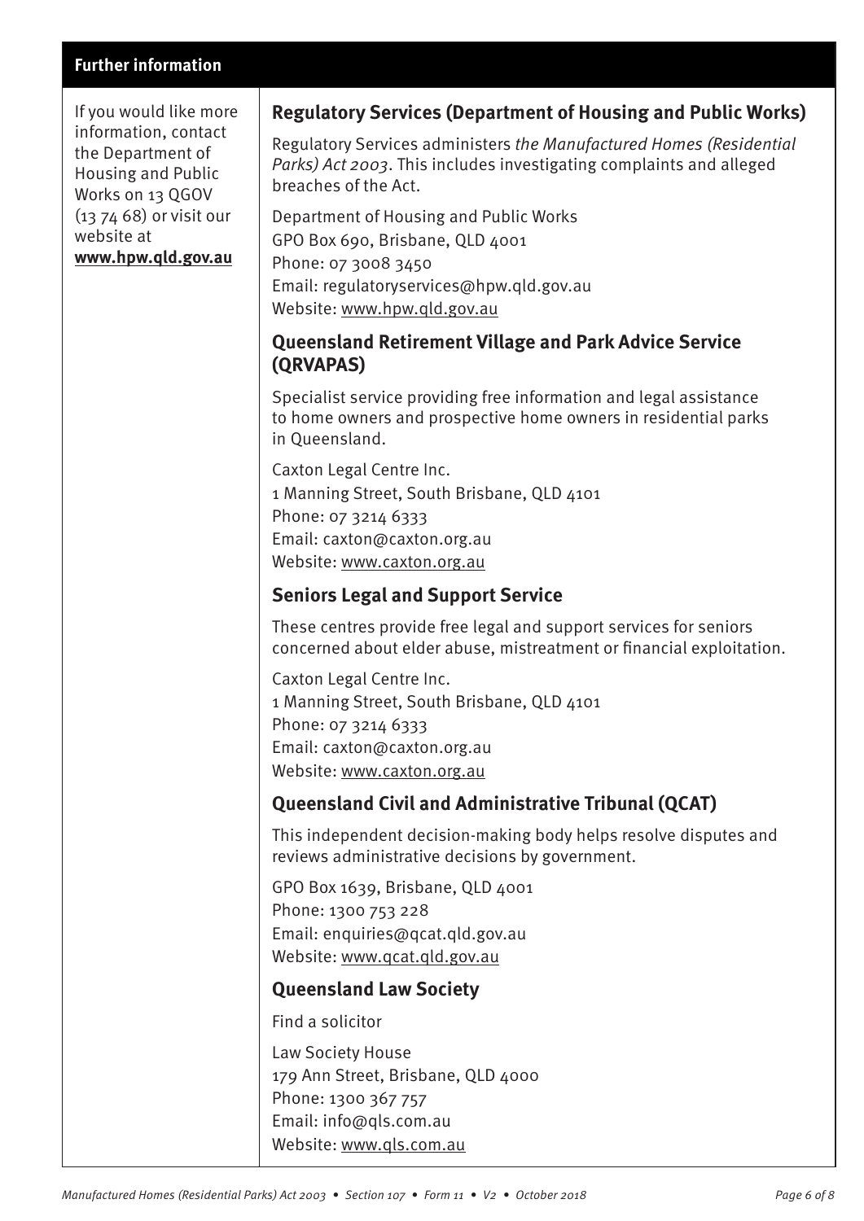## Further information

If you would like more information, contact the Department of Housing and Public Works on 13 QGOV (13 74 68) or visit our website at **www.hpw.qld.gov.au**

### Regulatory Services (Department of Housing and Public Works)

Regulatory Services administers *the Manufactured Homes (Residential Parks) Act 2003*. This includes investigating complaints and alleged breaches of the Act.

Department of Housing and Public Works
GPO Box 690, Brisbane, QLD 4001
Phone: 07 3008 3450
Email: regulatoryservices@hpw.qld.gov.au
Website: www.hpw.qld.gov.au

### Queensland Retirement Village and Park Advice Service (QRVAPAS)

Specialist service providing free information and legal assistance to home owners and prospective home owners in residential parks in Queensland.

Caxton Legal Centre Inc.
1 Manning Street, South Brisbane, QLD 4101
Phone: 07 3214 6333
Email: caxton@caxton.org.au
Website: www.caxton.org.au

### Seniors Legal and Support Service

These centres provide free legal and support services for seniors concerned about elder abuse, mistreatment or financial exploitation.

Caxton Legal Centre Inc.
1 Manning Street, South Brisbane, QLD 4101
Phone: 07 3214 6333
Email: caxton@caxton.org.au
Website: www.caxton.org.au

### Queensland Civil and Administrative Tribunal (QCAT)

This independent decision-making body helps resolve disputes and reviews administrative decisions by government.

GPO Box 1639, Brisbane, QLD 4001
Phone: 1300 753 228
Email: enquiries@qcat.qld.gov.au
Website: www.qcat.qld.gov.au

### Queensland Law Society

Find a solicitor

Law Society House
179 Ann Street, Brisbane, QLD 4000
Phone: 1300 367 757
Email: info@qls.com.au
Website: www.qls.com.au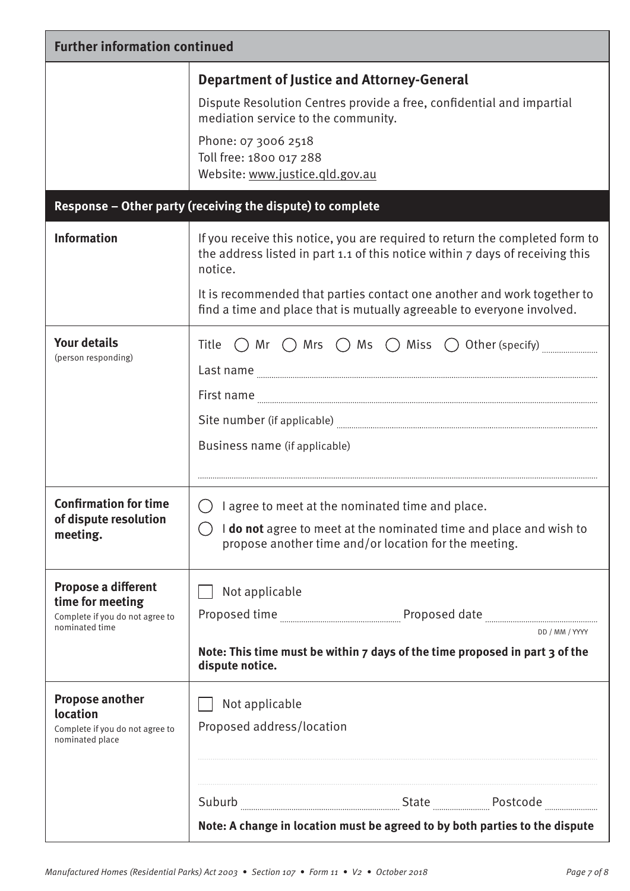## Further information continued

| | |
|---|---|
| | **Department of Justice and Attorney-General**<br><br>Dispute Resolution Centres provide a free, confidential and impartial mediation service to the community.<br><br>Phone: 07 3006 2518<br>Toll free: 1800 017 288<br>Website: www.justice.qld.gov.au |

## Response – Other party (receiving the dispute) to complete

| | |
|---|---|
| **Information** | If you receive this notice, you are required to return the completed form to the address listed in part 1.1 of this notice within 7 days of receiving this notice.<br><br>It is recommended that parties contact one another and work together to find a time and place that is mutually agreeable to everyone involved. |
| **Your details** (person responding) | Title ◯ Mr ◯ Mrs ◯ Ms ◯ Miss ◯ Other (specify) ..........<br>Last name ..........<br>First name ..........<br>Site number (if applicable) ..........<br>Business name (if applicable)<br>.......... |
| **Confirmation for time of dispute resolution meeting.** | ◯ I agree to meet at the nominated time and place.<br>◯ I **do not** agree to meet at the nominated time and place and wish to propose another time and/or location for the meeting. |
| **Propose a different time for meeting**<br>Complete if you do not agree to nominated time | ☐ Not applicable<br>Proposed time .......... Proposed date .......... DD / MM / YYYY<br><br>**Note: This time must be within 7 days of the time proposed in part 3 of the dispute notice.** |
| **Propose another location**<br>Complete if you do not agree to nominated place | ☐ Not applicable<br>Proposed address/location<br>..........<br>..........<br>Suburb .......... State .......... Postcode ..........<br><br>**Note: A change in location must be agreed to by both parties to the dispute** |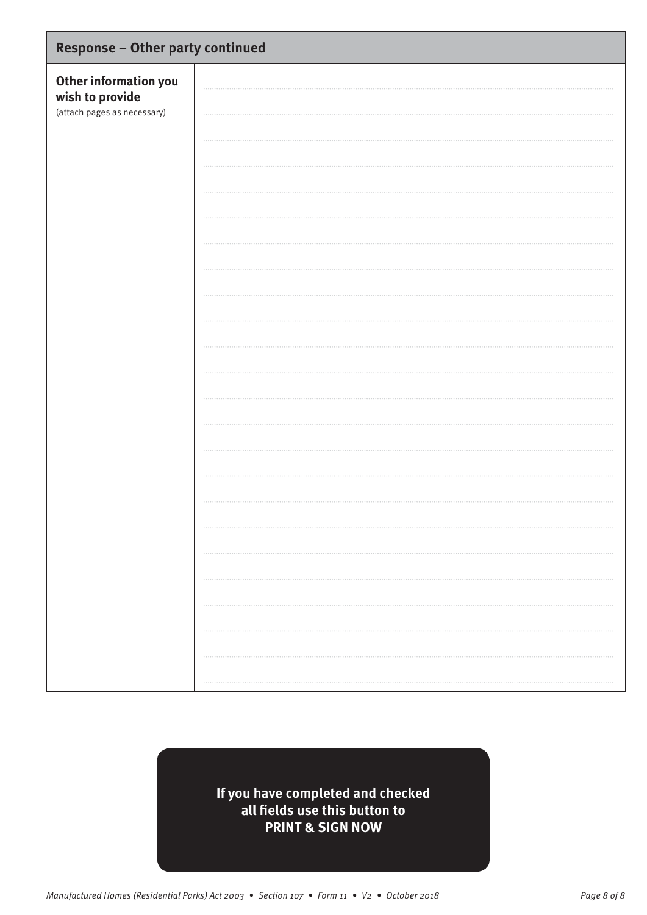## Response – Other party continued

| | |
|---|---|
| **Other information you wish to provide** (attach pages as necessary) | |

**If you have completed and checked all fields use this button to PRINT & SIGN NOW**

*Manufactured Homes (Residential Parks) Act 2003 • Section 107 • Form 11 • V2 • October 2018*